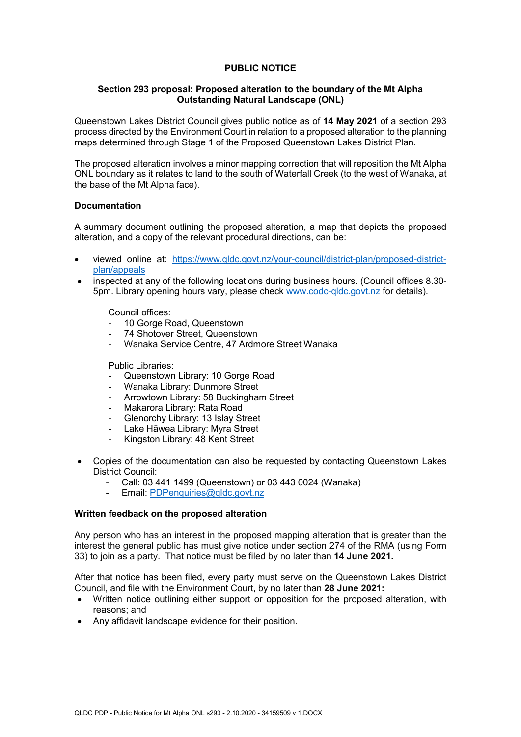# PUBLIC NOTICE

## Section 293 proposal: Proposed alteration to the boundary of the Mt Alpha Outstanding Natural Landscape (ONL)

Queenstown Lakes District Council gives public notice as of **14 May 2021** of a section 293 process directed by the Environment Court in relation to a proposed alteration to the planning maps determined through Stage 1 of the Proposed Queenstown Lakes District Plan.

The proposed alteration involves a minor mapping correction that will reposition the Mt Alpha ONL boundary as it relates to land to the south of Waterfall Creek (to the west of Wanaka, at the base of the Mt Alpha face).

### Documentation

A summary document outlining the proposed alteration, a map that depicts the proposed alteration, and a copy of the relevant procedural directions, can be:

- viewed online at: [https://www.qldc.govt.nz/your-council/district-plan/proposed-district-plan/appeals](https://www.qldc.govt.nz/your-council/district-plan/proposed-district-plan/appeals)
- inspected at any of the following locations during business hours. (Council offices 8.30-5pm. Library opening hours vary, please check [www.codc-qldc.govt.nz](http://www.codc-qldc.govt.nz) for details).

  Council offices:
  - 10 Gorge Road, Queenstown
  - 74 Shotover Street, Queenstown
  - Wanaka Service Centre, 47 Ardmore Street Wanaka

  Public Libraries:
  - Queenstown Library: 10 Gorge Road
  - Wanaka Library: Dunmore Street
  - Arrowtown Library: 58 Buckingham Street
  - Makarora Library: Rata Road
  - Glenorchy Library: 13 Islay Street
  - Lake Hāwea Library: Myra Street
  - Kingston Library: 48 Kent Street

- Copies of the documentation can also be requested by contacting Queenstown Lakes District Council:
  - Call: 03 441 1499 (Queenstown) or 03 443 0024 (Wanaka)
  - Email: [PDPenquiries@qldc.govt.nz](mailto:PDPenquiries@qldc.govt.nz)

### Written feedback on the proposed alteration

Any person who has an interest in the proposed mapping alteration that is greater than the interest the general public has must give notice under section 274 of the RMA (using Form 33) to join as a party. That notice must be filed by no later than **14 June 2021.**

After that notice has been filed, every party must serve on the Queenstown Lakes District Council, and file with the Environment Court, by no later than **28 June 2021:**

- Written notice outlining either support or opposition for the proposed alteration, with reasons; and
- Any affidavit landscape evidence for their position.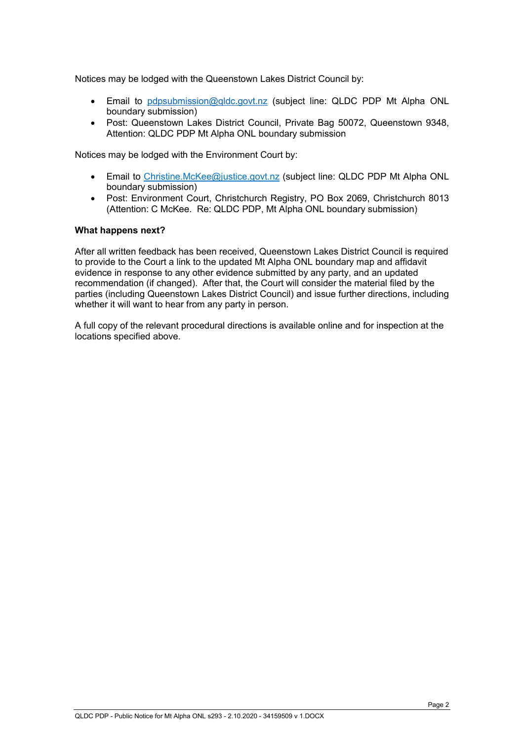Notices may be lodged with the Queenstown Lakes District Council by:

- Email to pdpsubmission@qldc.govt.nz (subject line: QLDC PDP Mt Alpha ONL boundary submission)
- Post: Queenstown Lakes District Council, Private Bag 50072, Queenstown 9348, Attention: QLDC PDP Mt Alpha ONL boundary submission

Notices may be lodged with the Environment Court by:

- Email to Christine.McKee@justice.govt.nz (subject line: QLDC PDP Mt Alpha ONL boundary submission)
- Post: Environment Court, Christchurch Registry, PO Box 2069, Christchurch 8013 (Attention: C McKee. Re: QLDC PDP, Mt Alpha ONL boundary submission)

**What happens next?**

After all written feedback has been received, Queenstown Lakes District Council is required to provide to the Court a link to the updated Mt Alpha ONL boundary map and affidavit evidence in response to any other evidence submitted by any party, and an updated recommendation (if changed). After that, the Court will consider the material filed by the parties (including Queenstown Lakes District Council) and issue further directions, including whether it will want to hear from any party in person.

A full copy of the relevant procedural directions is available online and for inspection at the locations specified above.